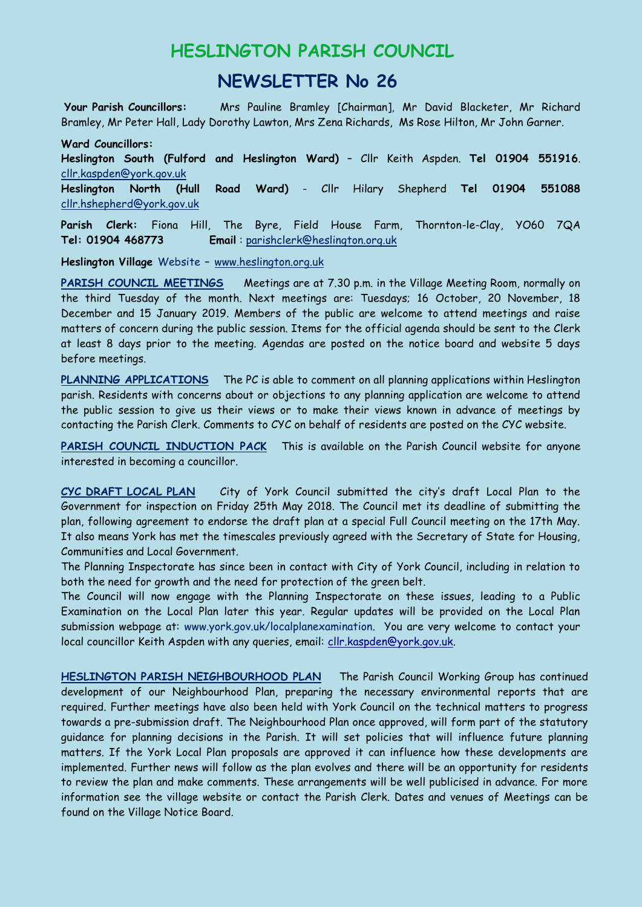# HESLINGTON PARISH COUNCIL

## NEWSLETTER No 26

**Your Parish Councillors:** Mrs Pauline Bramley [Chairman], Mr David Blacketer, Mr Richard Bramley, Mr Peter Hall, Lady Dorothy Lawton, Mrs Zena Richards, Ms Rose Hilton, Mr John Garner.

**Ward Councillors:**

**Heslington South (Fulford and Heslington Ward)** – Cllr Keith Aspden. **Tel 01904 551916**. cllr.kaspden@york.gov.uk

**Heslington North (Hull Road Ward)** - Cllr Hilary Shepherd **Tel 01904 551088** cllr.hshepherd@york.gov.uk

**Parish Clerk:** Fiona Hill, The Byre, Field House Farm, Thornton-le-Clay, YO60 7QA **Tel: 01904 468773** **Email** : parishclerk@heslington.org.uk

**Heslington Village** Website – www.heslington.org.uk

**PARISH COUNCIL MEETINGS** Meetings are at 7.30 p.m. in the Village Meeting Room, normally on the third Tuesday of the month. Next meetings are: Tuesdays; 16 October, 20 November, 18 December and 15 January 2019. Members of the public are welcome to attend meetings and raise matters of concern during the public session. Items for the official agenda should be sent to the Clerk at least 8 days prior to the meeting. Agendas are posted on the notice board and website 5 days before meetings.

**PLANNING APPLICATIONS** The PC is able to comment on all planning applications within Heslington parish. Residents with concerns about or objections to any planning application are welcome to attend the public session to give us their views or to make their views known in advance of meetings by contacting the Parish Clerk. Comments to CYC on behalf of residents are posted on the CYC website.

**PARISH COUNCIL INDUCTION PACK** This is available on the Parish Council website for anyone interested in becoming a councillor.

**CYC DRAFT LOCAL PLAN** City of York Council submitted the city's draft Local Plan to the Government for inspection on Friday 25th May 2018. The Council met its deadline of submitting the plan, following agreement to endorse the draft plan at a special Full Council meeting on the 17th May. It also means York has met the timescales previously agreed with the Secretary of State for Housing, Communities and Local Government.

The Planning Inspectorate has since been in contact with City of York Council, including in relation to both the need for growth and the need for protection of the green belt.

The Council will now engage with the Planning Inspectorate on these issues, leading to a Public Examination on the Local Plan later this year. Regular updates will be provided on the Local Plan submission webpage at: www.york.gov.uk/localplanexamination. You are very welcome to contact your local councillor Keith Aspden with any queries, email: cllr.kaspden@york.gov.uk.

**HESLINGTON PARISH NEIGHBOURHOOD PLAN** The Parish Council Working Group has continued development of our Neighbourhood Plan, preparing the necessary environmental reports that are required. Further meetings have also been held with York Council on the technical matters to progress towards a pre-submission draft. The Neighbourhood Plan once approved, will form part of the statutory guidance for planning decisions in the Parish. It will set policies that will influence future planning matters. If the York Local Plan proposals are approved it can influence how these developments are implemented. Further news will follow as the plan evolves and there will be an opportunity for residents to review the plan and make comments. These arrangements will be well publicised in advance. For more information see the village website or contact the Parish Clerk. Dates and venues of Meetings can be found on the Village Notice Board.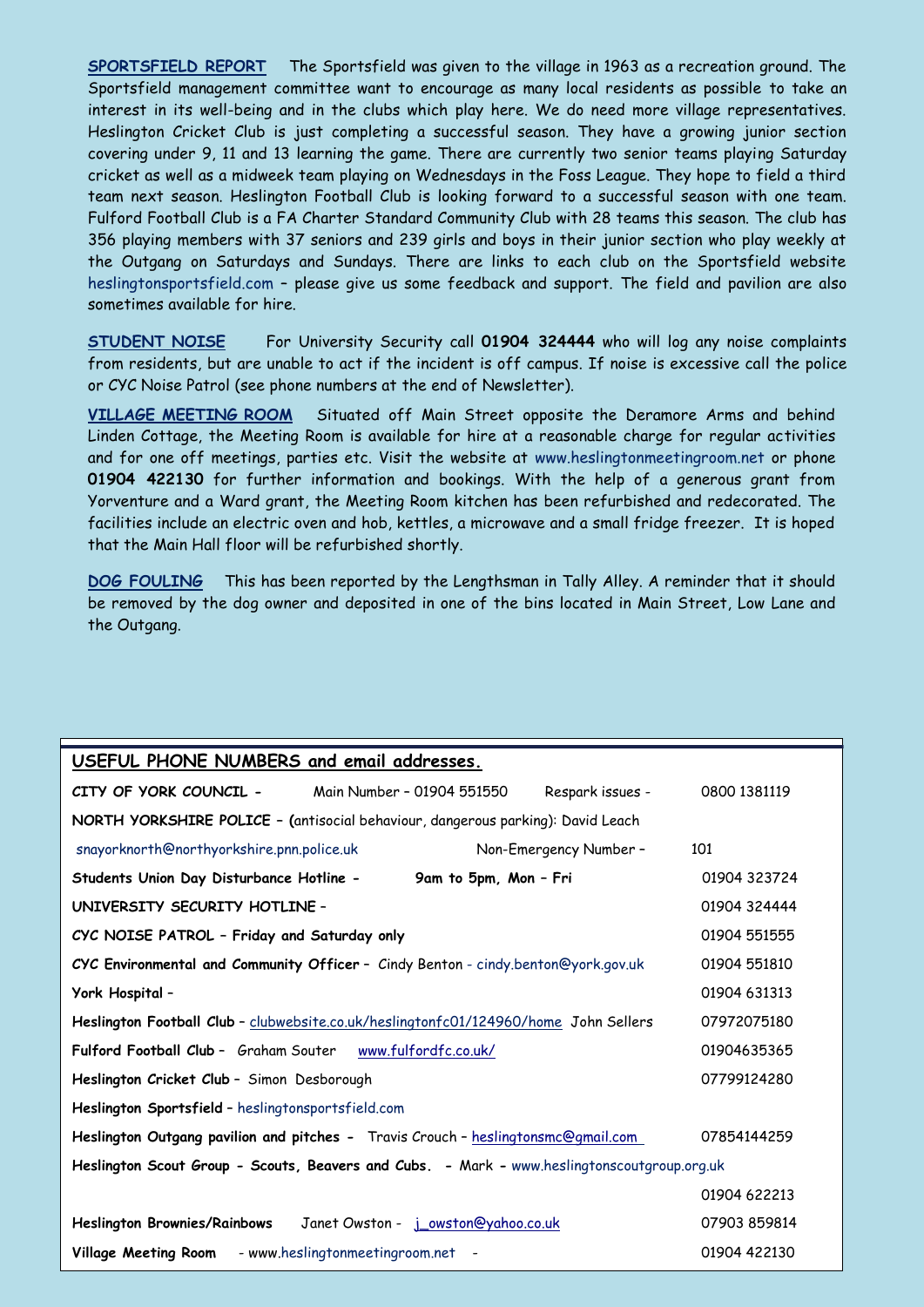**SPORTSFIELD REPORT** The Sportsfield was given to the village in 1963 as a recreation ground. The Sportsfield management committee want to encourage as many local residents as possible to take an interest in its well-being and in the clubs which play here. We do need more village representatives. Heslington Cricket Club is just completing a successful season. They have a growing junior section covering under 9, 11 and 13 learning the game. There are currently two senior teams playing Saturday cricket as well as a midweek team playing on Wednesdays in the Foss League. They hope to field a third team next season. Heslington Football Club is looking forward to a successful season with one team. Fulford Football Club is a FA Charter Standard Community Club with 28 teams this season. The club has 356 playing members with 37 seniors and 239 girls and boys in their junior section who play weekly at the Outgang on Saturdays and Sundays. There are links to each club on the Sportsfield website heslingtonsportsfield.com – please give us some feedback and support. The field and pavilion are also sometimes available for hire.

**STUDENT NOISE** For University Security call **01904 324444** who will log any noise complaints from residents, but are unable to act if the incident is off campus. If noise is excessive call the police or CYC Noise Patrol (see phone numbers at the end of Newsletter).

**VILLAGE MEETING ROOM** Situated off Main Street opposite the Deramore Arms and behind Linden Cottage, the Meeting Room is available for hire at a reasonable charge for regular activities and for one off meetings, parties etc. Visit the website at www.heslingtonmeetingroom.net or phone **01904 422130** for further information and bookings. With the help of a generous grant from Yorventure and a Ward grant, the Meeting Room kitchen has been refurbished and redecorated. The facilities include an electric oven and hob, kettles, a microwave and a small fridge freezer. It is hoped that the Main Hall floor will be refurbished shortly.

**DOG FOULING** This has been reported by the Lengthsman in Tally Alley. A reminder that it should be removed by the dog owner and deposited in one of the bins located in Main Street, Low Lane and the Outgang.

## USEFUL PHONE NUMBERS and email addresses.

| | | |
|---|---|---|
| **CITY OF YORK COUNCIL –** Main Number – 01904 551550 | Respark issues - | 0800 1381119 |
| **NORTH YORKSHIRE POLICE – (**antisocial behaviour, dangerous parking): David Leach | | |
| snayorknorth@northyorkshire.pnn.police.uk | Non-Emergency Number – | 101 |
| **Students Union Day Disturbance Hotline –** | **9am to 5pm, Mon – Fri** | 01904 323724 |
| **UNIVERSITY SECURITY HOTLINE –** | | 01904 324444 |
| **CYC NOISE PATROL – Friday and Saturday only** | | 01904 551555 |
| **CYC Environmental and Community Officer –** Cindy Benton - cindy.benton@york.gov.uk | | 01904 551810 |
| **York Hospital –** | | 01904 631313 |
| **Heslington Football Club –** clubwebsite.co.uk/heslingtonfc01/124960/home John Sellers | | 07972075180 |
| **Fulford Football Club –** Graham Souter www.fulfordfc.co.uk/ | | 01904635365 |
| **Heslington Cricket Club –** Simon Desborough | | 07799124280 |
| **Heslington Sportsfield –** heslingtonsportsfield.com | | |
| **Heslington Outgang pavilion and pitches –** Travis Crouch – heslingtonsmc@gmail.com | | 07854144259 |
| **Heslington Scout Group - Scouts, Beavers and Cubs. –** Mark – www.heslingtonscoutgroup.org.uk | | |
| | | 01904 622213 |
| **Heslington Brownies/Rainbows** Janet Owston - j_owston@yahoo.co.uk | | 07903 859814 |
| **Village Meeting Room** - www.heslingtonmeetingroom.net - | | 01904 422130 |